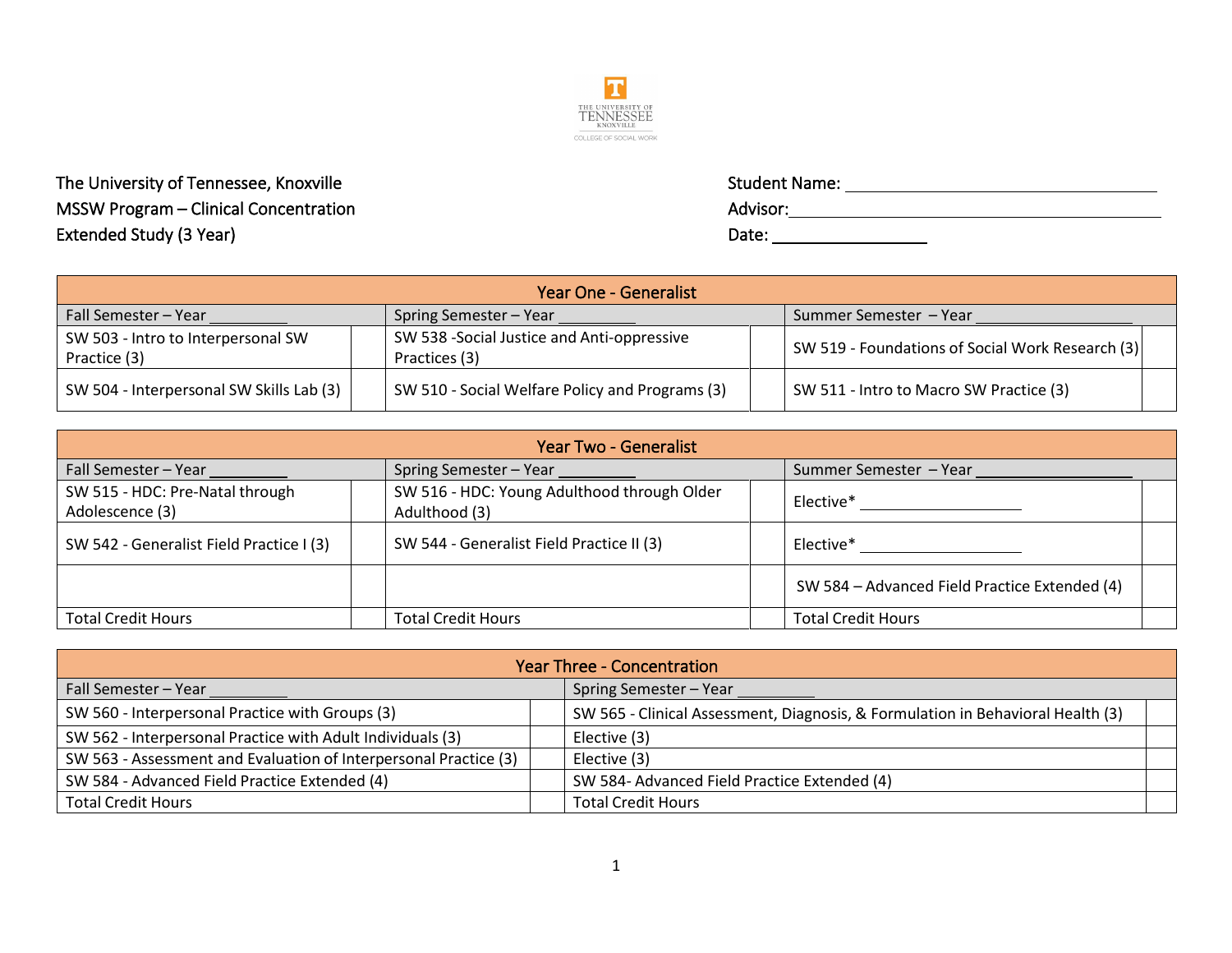THE UNIVERSITY OF TENNESSEE KNOXVILLE
COLLEGE OF SOCIAL WORK

The University of Tennessee, Knoxville
MSSW Program – Clinical Concentration
Extended Study (3 Year)

Student Name: ______________________
Advisor: ______________________
Date: ______________

| Year One - Generalist | | | | | |
|---|---|---|---|---|---|
| Fall Semester – Year _________ | | Spring Semester – Year _________ | | Summer Semester – Year _________________ | |
| SW 503 - Intro to Interpersonal SW Practice (3) | | SW 538 -Social Justice and Anti-oppressive Practices (3) | | SW 519 - Foundations of Social Work Research (3) | |
| SW 504 - Interpersonal SW Skills Lab (3) | | SW 510 - Social Welfare Policy and Programs (3) | | SW 511 - Intro to Macro SW Practice (3) | |

| Year Two - Generalist | | | | | |
|---|---|---|---|---|---|
| Fall Semester – Year _________ | | Spring Semester – Year _________ | | Summer Semester – Year _________________ | |
| SW 515 - HDC: Pre-Natal through Adolescence (3) | | SW 516 - HDC: Young Adulthood through Older Adulthood (3) | | Elective* __________________ | |
| SW 542 - Generalist Field Practice I (3) | | SW 544 - Generalist Field Practice II (3) | | Elective* __________________ | |
| | | | | SW 584 – Advanced Field Practice Extended (4) | |
| Total Credit Hours | | Total Credit Hours | | Total Credit Hours | |

| Year Three - Concentration | | | |
|---|---|---|---|
| Fall Semester – Year _________ | | Spring Semester – Year _________ | |
| SW 560 - Interpersonal Practice with Groups (3) | | SW 565 - Clinical Assessment, Diagnosis, & Formulation in Behavioral Health (3) | |
| SW 562 - Interpersonal Practice with Adult Individuals (3) | | Elective (3) | |
| SW 563 - Assessment and Evaluation of Interpersonal Practice (3) | | Elective (3) | |
| SW 584 - Advanced Field Practice Extended (4) | | SW 584- Advanced Field Practice Extended (4) | |
| Total Credit Hours | | Total Credit Hours | |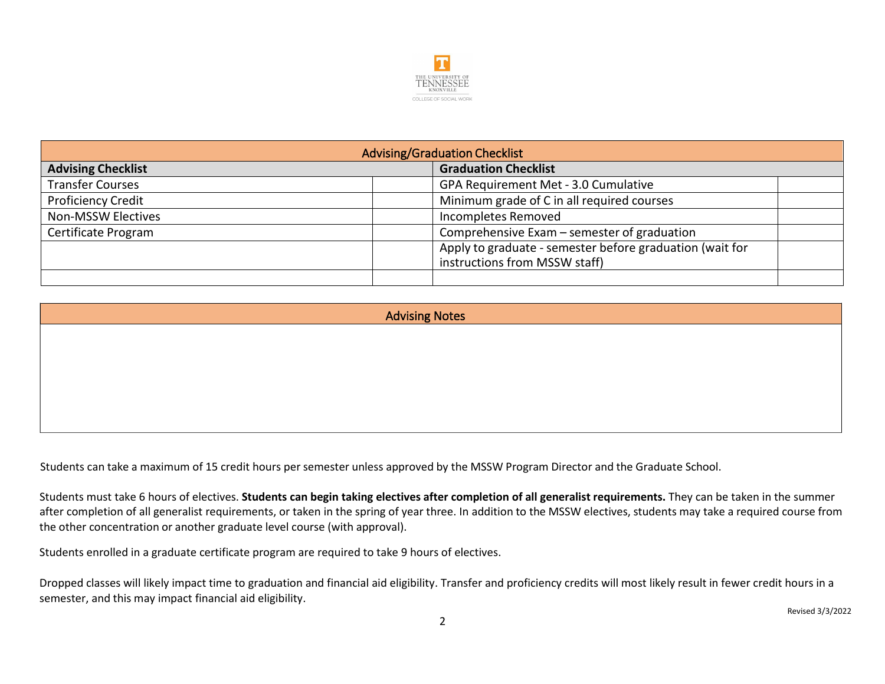| Advising/Graduation Checklist | | | |
|---|---|---|---|
| **Advising Checklist** | | **Graduation Checklist** | |
| Transfer Courses | | GPA Requirement Met - 3.0 Cumulative | |
| Proficiency Credit | | Minimum grade of C in all required courses | |
| Non-MSSW Electives | | Incompletes Removed | |
| Certificate Program | | Comprehensive Exam – semester of graduation | |
| | | Apply to graduate - semester before graduation (wait for instructions from MSSW staff) | |
| | | | |

| Advising Notes |
|---|
| |

Students can take a maximum of 15 credit hours per semester unless approved by the MSSW Program Director and the Graduate School.

Students must take 6 hours of electives. **Students can begin taking electives after completion of all generalist requirements.** They can be taken in the summer after completion of all generalist requirements, or taken in the spring of year three. In addition to the MSSW electives, students may take a required course from the other concentration or another graduate level course (with approval).

Students enrolled in a graduate certificate program are required to take 9 hours of electives.

Dropped classes will likely impact time to graduation and financial aid eligibility. Transfer and proficiency credits will most likely result in fewer credit hours in a semester, and this may impact financial aid eligibility.

Revised 3/3/2022